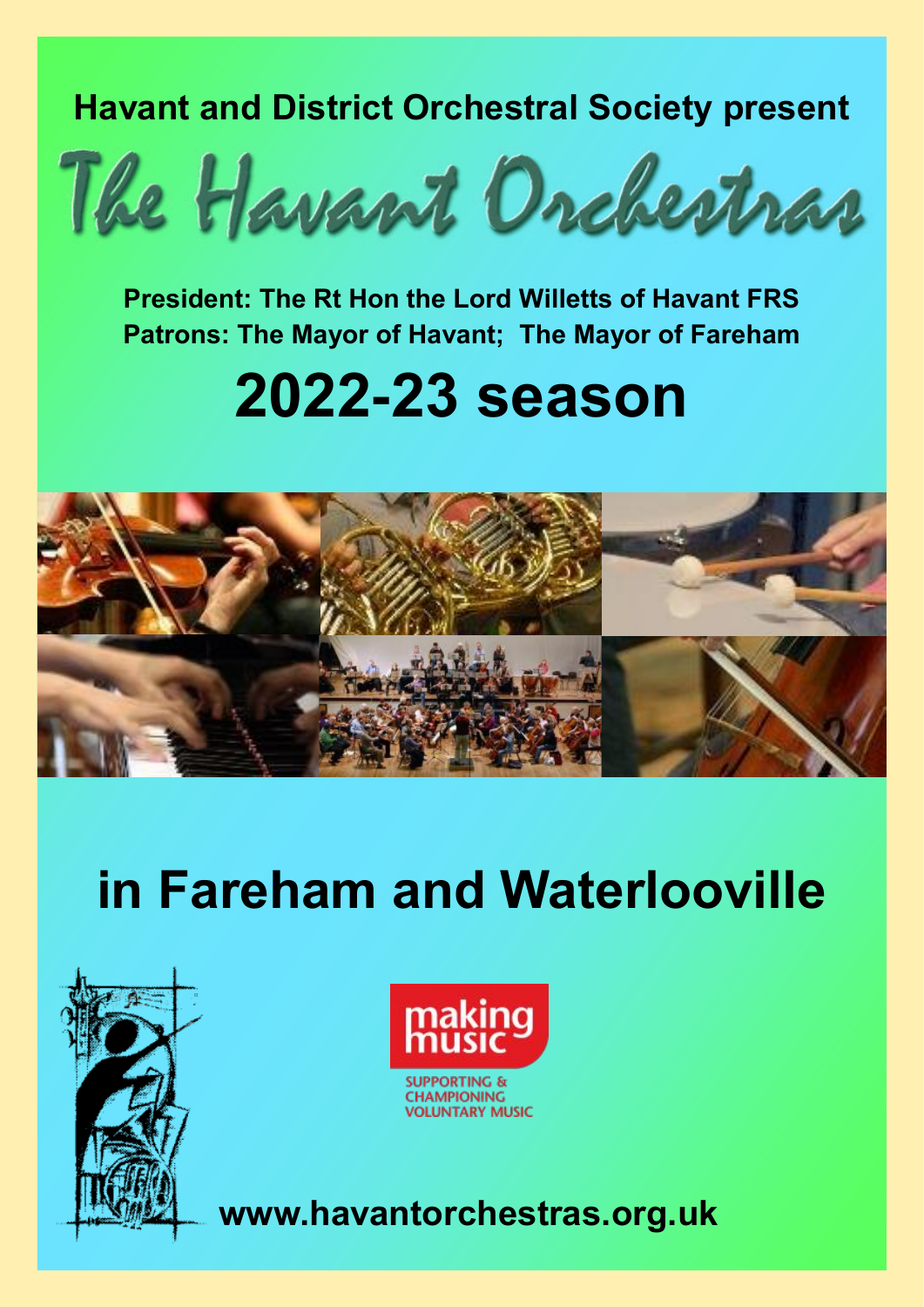**Havant and District Orchestral Society present**

# The Havant Orchestras

**President: The Rt Hon the Lord Willetts of Havant FRS**
**Patrons: The Mayor of Havant; The Mayor of Fareham**

# 2022-23 season

# in Fareham and Waterlooville

making music

SUPPORTING & CHAMPIONING VOLUNTARY MUSIC

**www.havantorchestras.org.uk**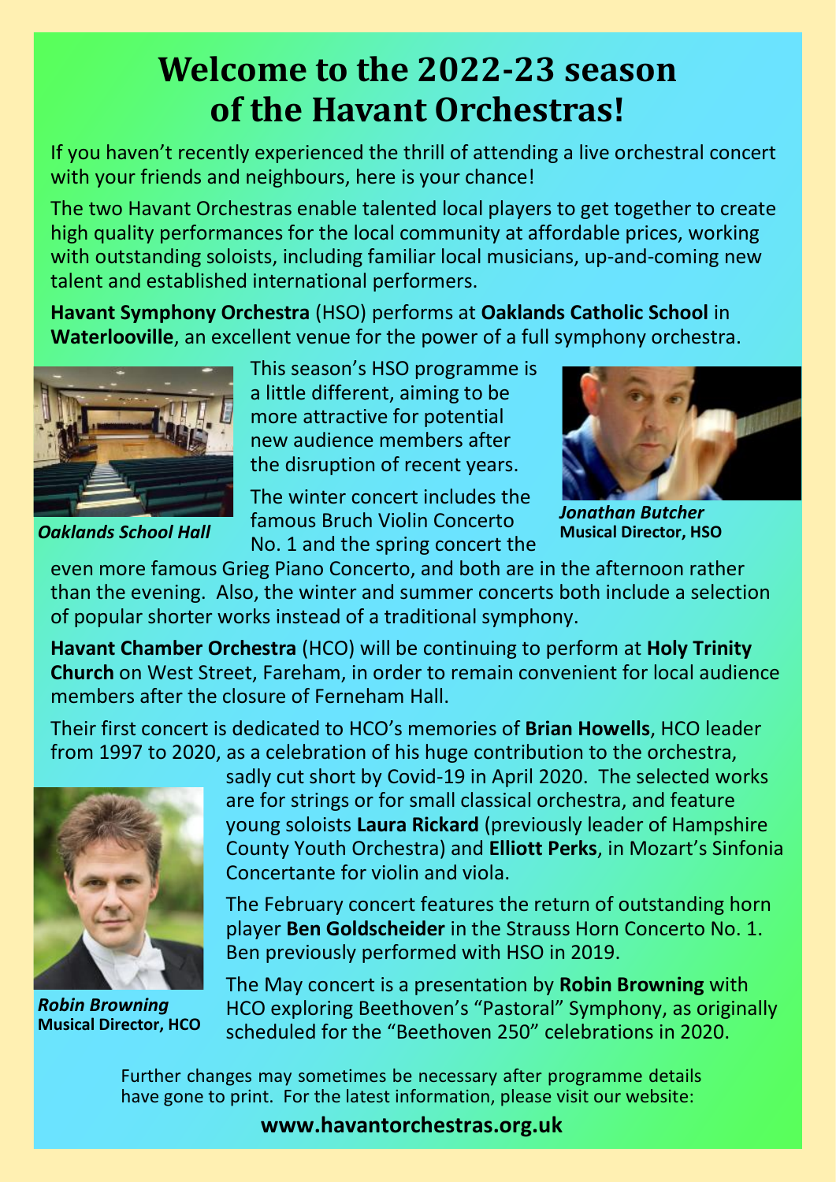# Welcome to the 2022-23 season of the Havant Orchestras!

If you haven't recently experienced the thrill of attending a live orchestral concert with your friends and neighbours, here is your chance!

The two Havant Orchestras enable talented local players to get together to create high quality performances for the local community at affordable prices, working with outstanding soloists, including familiar local musicians, up-and-coming new talent and established international performers.

**Havant Symphony Orchestra** (HSO) performs at **Oaklands Catholic School** in **Waterlooville**, an excellent venue for the power of a full symphony orchestra.

*Oaklands School Hall*

This season's HSO programme is a little different, aiming to be more attractive for potential new audience members after the disruption of recent years.

*Jonathan Butcher*
**Musical Director, HSO**

The winter concert includes the famous Bruch Violin Concerto No. 1 and the spring concert the even more famous Grieg Piano Concerto, and both are in the afternoon rather than the evening. Also, the winter and summer concerts both include a selection of popular shorter works instead of a traditional symphony.

**Havant Chamber Orchestra** (HCO) will be continuing to perform at **Holy Trinity Church** on West Street, Fareham, in order to remain convenient for local audience members after the closure of Ferneham Hall.

Their first concert is dedicated to HCO's memories of **Brian Howells**, HCO leader from 1997 to 2020, as a celebration of his huge contribution to the orchestra, sadly cut short by Covid-19 in April 2020. The selected works are for strings or for small classical orchestra, and feature young soloists **Laura Rickard** (previously leader of Hampshire County Youth Orchestra) and **Elliott Perks**, in Mozart's Sinfonia Concertante for violin and viola.

The February concert features the return of outstanding horn player **Ben Goldscheider** in the Strauss Horn Concerto No. 1. Ben previously performed with HSO in 2019.

*Robin Browning*
**Musical Director, HCO**

The May concert is a presentation by **Robin Browning** with HCO exploring Beethoven's "Pastoral" Symphony, as originally scheduled for the "Beethoven 250" celebrations in 2020.

Further changes may sometimes be necessary after programme details have gone to print. For the latest information, please visit our website:

**www.havantorchestras.org.uk**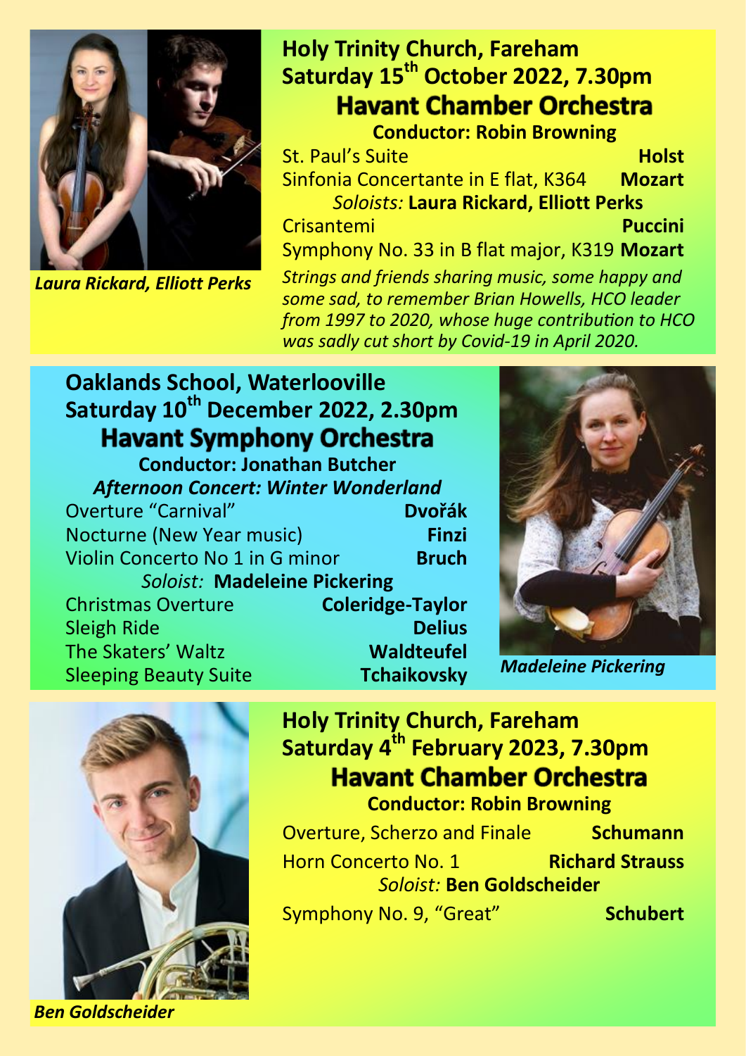*Laura Rickard, Elliott Perks*

## Holy Trinity Church, Fareham
## Saturday 15th October 2022, 7.30pm
## Havant Chamber Orchestra

**Conductor: Robin Browning**

St. Paul's Suite **Holst**

Sinfonia Concertante in E flat, K364 **Mozart**

*Soloists:* **Laura Rickard, Elliott Perks**

Crisantemi **Puccini**

Symphony No. 33 in B flat major, K319 **Mozart**

*Strings and friends sharing music, some happy and some sad, to remember Brian Howells, HCO leader from 1997 to 2020, whose huge contribution to HCO was sadly cut short by Covid-19 in April 2020.*

## Oaklands School, Waterlooville
## Saturday 10th December 2022, 2.30pm
## Havant Symphony Orchestra

**Conductor: Jonathan Butcher**

***Afternoon Concert: Winter Wonderland***

Overture "Carnival" **Dvořák**

Nocturne (New Year music) **Finzi**

Violin Concerto No 1 in G minor **Bruch**

*Soloist:* **Madeleine Pickering**

Christmas Overture **Coleridge-Taylor**

Sleigh Ride **Delius**

The Skaters' Waltz **Waldteufel**

Sleeping Beauty Suite **Tchaikovsky**

*Madeleine Pickering*

## Holy Trinity Church, Fareham
## Saturday 4th February 2023, 7.30pm
## Havant Chamber Orchestra

**Conductor: Robin Browning**

Overture, Scherzo and Finale **Schumann**

Horn Concerto No. 1 **Richard Strauss**

*Soloist:* **Ben Goldscheider**

Symphony No. 9, "Great" **Schubert**

*Ben Goldscheider*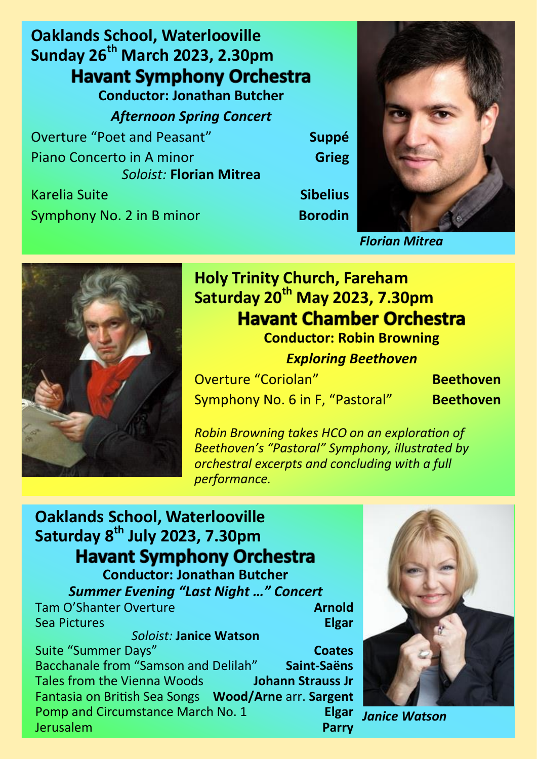## Oaklands School, Waterlooville
## Sunday 26th March 2023, 2.30pm

### Havant Symphony Orchestra

**Conductor: Jonathan Butcher**

***Afternoon Spring Concert***

| | |
|---|---|
| Overture "Poet and Peasant" | **Suppé** |
| Piano Concerto in A minor | **Grieg** |
| *Soloist:* **Florian Mitrea** | |
| Karelia Suite | **Sibelius** |
| Symphony No. 2 in B minor | **Borodin** |

*Florian Mitrea*

## Holy Trinity Church, Fareham
## Saturday 20th May 2023, 7.30pm

### Havant Chamber Orchestra

**Conductor: Robin Browning**

***Exploring Beethoven***

| | |
|---|---|
| Overture "Coriolan" | **Beethoven** |
| Symphony No. 6 in F, "Pastoral" | **Beethoven** |

*Robin Browning takes HCO on an exploration of Beethoven's "Pastoral" Symphony, illustrated by orchestral excerpts and concluding with a full performance.*

## Oaklands School, Waterlooville
## Saturday 8th July 2023, 7.30pm

### Havant Symphony Orchestra

**Conductor: Jonathan Butcher**

***Summer Evening "Last Night …" Concert***

| | |
|---|---|
| Tam O'Shanter Overture | **Arnold** |
| Sea Pictures | **Elgar** |
| *Soloist:* **Janice Watson** | |
| Suite "Summer Days" | **Coates** |
| Bacchanale from "Samson and Delilah" | **Saint-Saëns** |
| Tales from the Vienna Woods | **Johann Strauss Jr** |
| Fantasia on British Sea Songs | **Wood/Arne** arr. **Sargent** |
| Pomp and Circumstance March No. 1 | **Elgar** |
| Jerusalem | **Parry** |

*Janice Watson*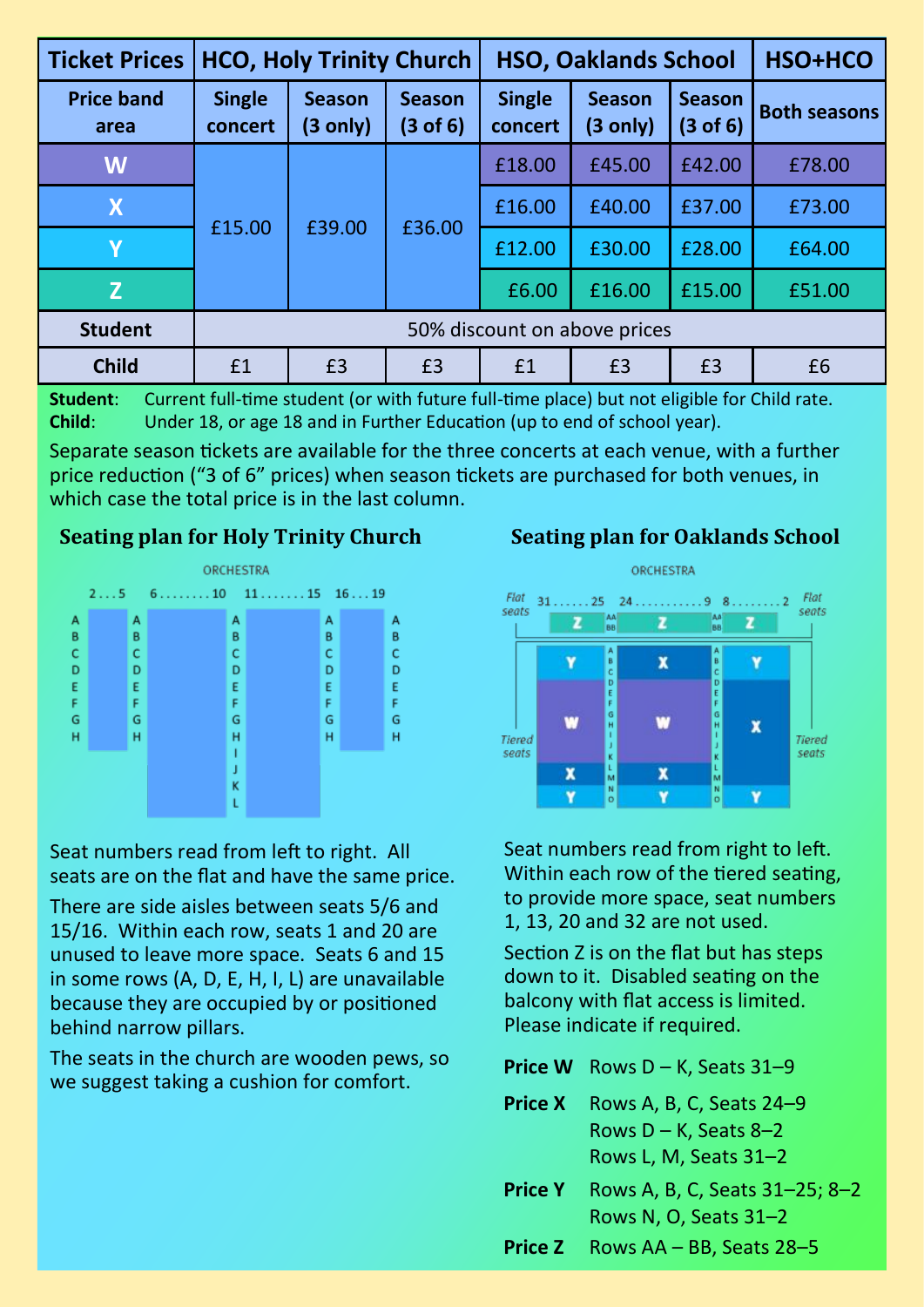| Ticket Prices | HCO, Holy Trinity Church | | | HSO, Oaklands School | | | HSO+HCO |
|---|---|---|---|---|---|---|---|
| Price band area | Single concert | Season (3 only) | Season (3 of 6) | Single concert | Season (3 only) | Season (3 of 6) | Both seasons |
| W | £15.00 | £39.00 | £36.00 | £18.00 | £45.00 | £42.00 | £78.00 |
| X | | | | £16.00 | £40.00 | £37.00 | £73.00 |
| Y | | | | £12.00 | £30.00 | £28.00 | £64.00 |
| Z | | | | £6.00 | £16.00 | £15.00 | £51.00 |
| Student | 50% discount on above prices | | | | | | |
| Child | £1 | £3 | £3 | £1 | £3 | £3 | £6 |

**Student**: Current full-time student (or with future full-time place) but not eligible for Child rate.
**Child**: Under 18, or age 18 and in Further Education (up to end of school year).

Separate season tickets are available for the three concerts at each venue, with a further price reduction ("3 of 6" prices) when season tickets are purchased for both venues, in which case the total price is in the last column.

### Seating plan for Holy Trinity Church

ORCHESTRA

2 . . . 5 | 6 . . . . . . . . 10 | 11 . . . . . . . 15 | 16 . . . 19

Rows A–H (seats 2–5 and 16–19); Rows A–L (seats 6–10 and 11–15)

Seat numbers read from left to right. All seats are on the flat and have the same price.

There are side aisles between seats 5/6 and 15/16. Within each row, seats 1 and 20 are unused to leave more space. Seats 6 and 15 in some rows (A, D, E, H, I, L) are unavailable because they are occupied by or positioned behind narrow pillars.

The seats in the church are wooden pews, so we suggest taking a cushion for comfort.

### Seating plan for Oaklands School

ORCHESTRA

Flat seats: 31 . . . . . . 25 | 24 . . . . . . . . . . . 9 | 8 . . . . . . . . 2 (Z, rows AA, BB)

Tiered seats: rows A–O

Seat numbers read from right to left. Within each row of the tiered seating, to provide more space, seat numbers 1, 13, 20 and 32 are not used.

Section Z is on the flat but has steps down to it. Disabled seating on the balcony with flat access is limited. Please indicate if required.

**Price W** Rows D – K, Seats 31–9

**Price X** Rows A, B, C, Seats 24–9
Rows D – K, Seats 8–2
Rows L, M, Seats 31–2

**Price Y** Rows A, B, C, Seats 31–25; 8–2
Rows N, O, Seats 31–2

**Price Z** Rows AA – BB, Seats 28–5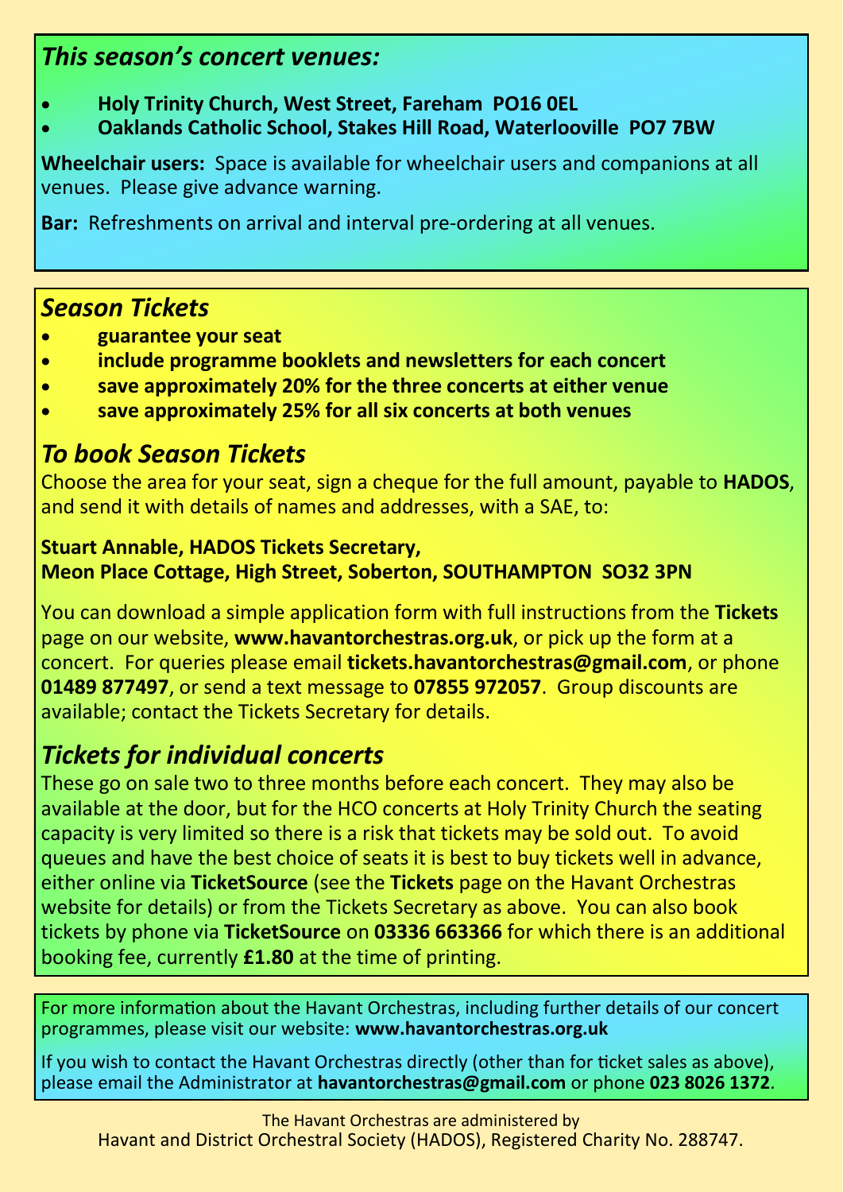## *This season's concert venues:*

- **Holy Trinity Church, West Street, Fareham PO16 0EL**
- **Oaklands Catholic School, Stakes Hill Road, Waterlooville PO7 7BW**

**Wheelchair users:** Space is available for wheelchair users and companions at all venues. Please give advance warning.

**Bar:** Refreshments on arrival and interval pre-ordering at all venues.

## *Season Tickets*

- **guarantee your seat**
- **include programme booklets and newsletters for each concert**
- **save approximately 20% for the three concerts at either venue**
- **save approximately 25% for all six concerts at both venues**

## *To book Season Tickets*

Choose the area for your seat, sign a cheque for the full amount, payable to **HADOS**, and send it with details of names and addresses, with a SAE, to:

**Stuart Annable, HADOS Tickets Secretary,**
**Meon Place Cottage, High Street, Soberton, SOUTHAMPTON SO32 3PN**

You can download a simple application form with full instructions from the **Tickets** page on our website, **www.havantorchestras.org.uk**, or pick up the form at a concert. For queries please email **tickets.havantorchestras@gmail.com**, or phone **01489 877497**, or send a text message to **07855 972057**. Group discounts are available; contact the Tickets Secretary for details.

## *Tickets for individual concerts*

These go on sale two to three months before each concert. They may also be available at the door, but for the HCO concerts at Holy Trinity Church the seating capacity is very limited so there is a risk that tickets may be sold out. To avoid queues and have the best choice of seats it is best to buy tickets well in advance, either online via **TicketSource** (see the **Tickets** page on the Havant Orchestras website for details) or from the Tickets Secretary as above. You can also book tickets by phone via **TicketSource** on **03336 663366** for which there is an additional booking fee, currently **£1.80** at the time of printing.

For more information about the Havant Orchestras, including further details of our concert programmes, please visit our website: **www.havantorchestras.org.uk**

If you wish to contact the Havant Orchestras directly (other than for ticket sales as above), please email the Administrator at **havantorchestras@gmail.com** or phone **023 8026 1372**.

The Havant Orchestras are administered by
Havant and District Orchestral Society (HADOS), Registered Charity No. 288747.